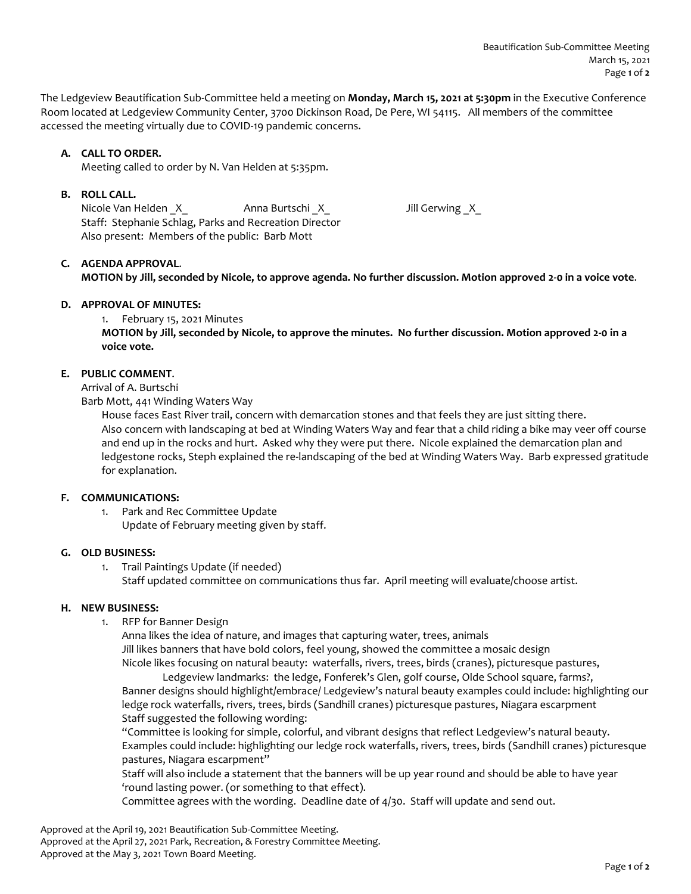The Ledgeview Beautification Sub-Committee held a meeting on **Monday, March 15, 2021 at 5:30pm** in the Executive Conference Room located at Ledgeview Community Center, 3700 Dickinson Road, De Pere, WI 54115. All members of the committee accessed the meeting virtually due to COVID-19 pandemic concerns.

**A. CALL TO ORDER.**

Meeting called to order by N. Van Helden at 5:35pm.

**B. ROLL CALL.**

Nicole Van Helden _X_ Anna Burtschi _X_ Jill Gerwing _X_

Staff: Stephanie Schlag, Parks and Recreation Director

Also present: Members of the public: Barb Mott

**C. AGENDA APPROVAL.**

**MOTION by Jill, seconded by Nicole, to approve agenda. No further discussion. Motion approved 2-0 in a voice vote.**

**D. APPROVAL OF MINUTES:**

1. February 15, 2021 Minutes

**MOTION by Jill, seconded by Nicole, to approve the minutes. No further discussion. Motion approved 2-0 in a voice vote.**

**E. PUBLIC COMMENT.**

Arrival of A. Burtschi

Barb Mott, 441 Winding Waters Way

House faces East River trail, concern with demarcation stones and that feels they are just sitting there. Also concern with landscaping at bed at Winding Waters Way and fear that a child riding a bike may veer off course and end up in the rocks and hurt. Asked why they were put there. Nicole explained the demarcation plan and ledgestone rocks, Steph explained the re-landscaping of the bed at Winding Waters Way. Barb expressed gratitude for explanation.

**F. COMMUNICATIONS:**

1. Park and Rec Committee Update

Update of February meeting given by staff.

**G. OLD BUSINESS:**

1. Trail Paintings Update (if needed)

Staff updated committee on communications thus far. April meeting will evaluate/choose artist.

**H. NEW BUSINESS:**

1. RFP for Banner Design

Anna likes the idea of nature, and images that capturing water, trees, animals

Jill likes banners that have bold colors, feel young, showed the committee a mosaic design

Nicole likes focusing on natural beauty: waterfalls, rivers, trees, birds (cranes), picturesque pastures,

Ledgeview landmarks: the ledge, Fonferek's Glen, golf course, Olde School square, farms?,

Banner designs should highlight/embrace/ Ledgeview's natural beauty examples could include: highlighting our ledge rock waterfalls, rivers, trees, birds (Sandhill cranes) picturesque pastures, Niagara escarpment

Staff suggested the following wording:

"Committee is looking for simple, colorful, and vibrant designs that reflect Ledgeview's natural beauty. Examples could include: highlighting our ledge rock waterfalls, rivers, trees, birds (Sandhill cranes) picturesque pastures, Niagara escarpment"

Staff will also include a statement that the banners will be up year round and should be able to have year 'round lasting power. (or something to that effect).

Committee agrees with the wording. Deadline date of 4/30. Staff will update and send out.

Approved at the April 19, 2021 Beautification Sub-Committee Meeting.
Approved at the April 27, 2021 Park, Recreation, & Forestry Committee Meeting.
Approved at the May 3, 2021 Town Board Meeting.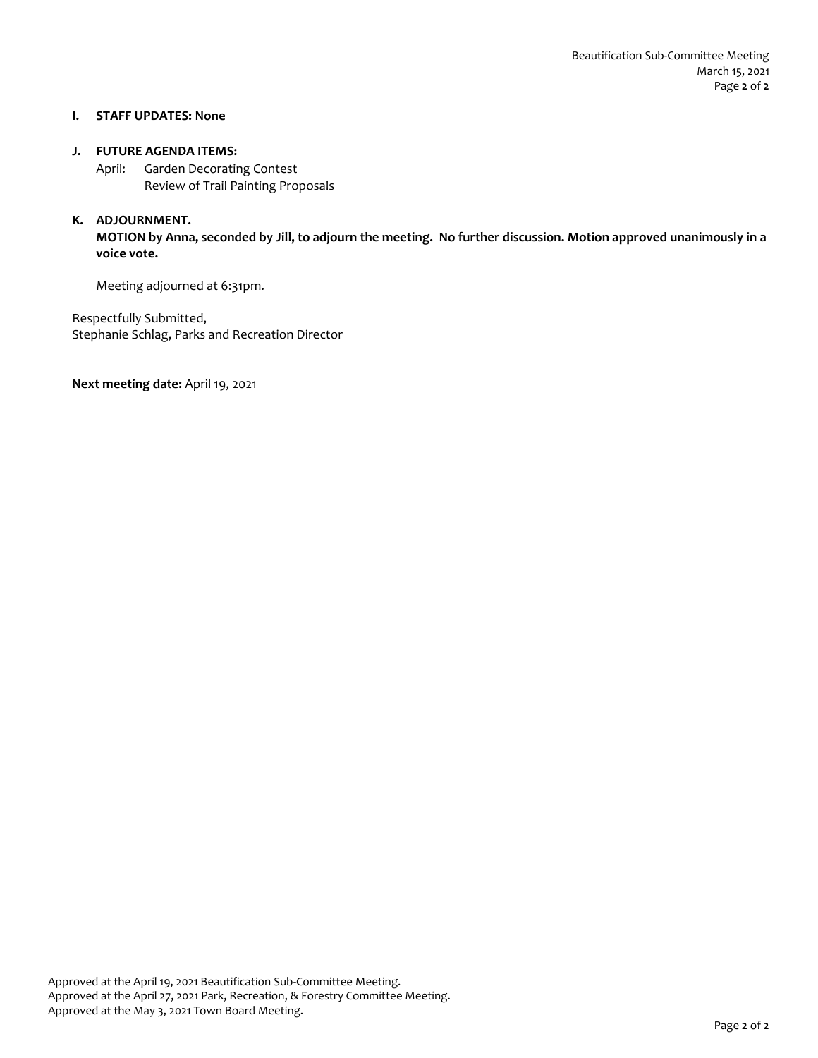**I. STAFF UPDATES: None**

**J. FUTURE AGENDA ITEMS:**

April: Garden Decorating Contest
Review of Trail Painting Proposals

**K. ADJOURNMENT.**

**MOTION by Anna, seconded by Jill, to adjourn the meeting. No further discussion. Motion approved unanimously in a voice vote.**

Meeting adjourned at 6:31pm.

Respectfully Submitted,
Stephanie Schlag, Parks and Recreation Director

**Next meeting date:** April 19, 2021

Approved at the April 19, 2021 Beautification Sub-Committee Meeting.
Approved at the April 27, 2021 Park, Recreation, & Forestry Committee Meeting.
Approved at the May 3, 2021 Town Board Meeting.